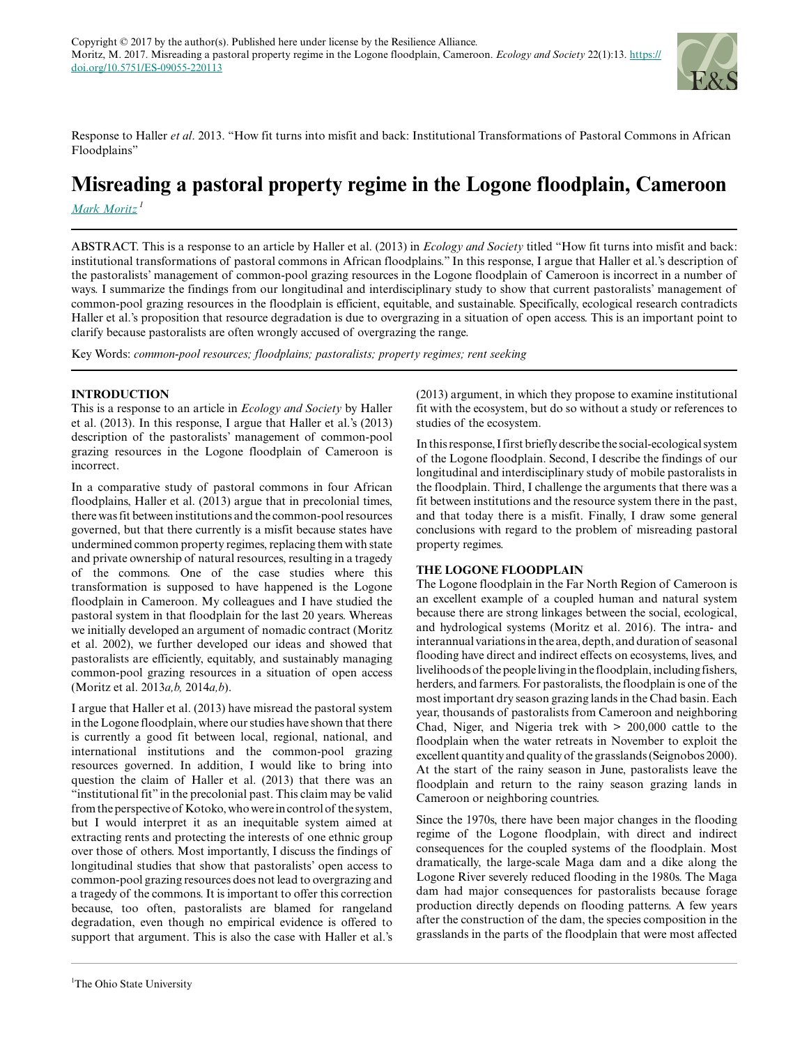Copyright © 2017 by the author(s). Published here under license by the Resilience Alliance.
Moritz, M. 2017. Misreading a pastoral property regime in the Logone floodplain, Cameroon. *Ecology and Society* 22(1):13. https://doi.org/10.5751/ES-09055-220113

Response to Haller *et al*. 2013. "How fit turns into misfit and back: Institutional Transformations of Pastoral Commons in African Floodplains"

# Misreading a pastoral property regime in the Logone floodplain, Cameroon

*Mark Moritz*[1]

ABSTRACT. This is a response to an article by Haller et al. (2013) in *Ecology and Society* titled "How fit turns into misfit and back: institutional transformations of pastoral commons in African floodplains." In this response, I argue that Haller et al.'s description of the pastoralists' management of common-pool grazing resources in the Logone floodplain of Cameroon is incorrect in a number of ways. I summarize the findings from our longitudinal and interdisciplinary study to show that current pastoralists' management of common-pool grazing resources in the floodplain is efficient, equitable, and sustainable. Specifically, ecological research contradicts Haller et al.'s proposition that resource degradation is due to overgrazing in a situation of open access. This is an important point to clarify because pastoralists are often wrongly accused of overgrazing the range.

Key Words: *common-pool resources; floodplains; pastoralists; property regimes; rent seeking*

## INTRODUCTION

This is a response to an article in *Ecology and Society* by Haller et al. (2013). In this response, I argue that Haller et al.'s (2013) description of the pastoralists' management of common-pool grazing resources in the Logone floodplain of Cameroon is incorrect.

In a comparative study of pastoral commons in four African floodplains, Haller et al. (2013) argue that in precolonial times, there was fit between institutions and the common-pool resources governed, but that there currently is a misfit because states have undermined common property regimes, replacing them with state and private ownership of natural resources, resulting in a tragedy of the commons. One of the case studies where this transformation is supposed to have happened is the Logone floodplain in Cameroon. My colleagues and I have studied the pastoral system in that floodplain for the last 20 years. Whereas we initially developed an argument of nomadic contract (Moritz et al. 2002), we further developed our ideas and showed that pastoralists are efficiently, equitably, and sustainably managing common-pool grazing resources in a situation of open access (Moritz et al. 2013*a,b,* 2014*a,b*).

I argue that Haller et al. (2013) have misread the pastoral system in the Logone floodplain, where our studies have shown that there is currently a good fit between local, regional, national, and international institutions and the common-pool grazing resources governed. In addition, I would like to bring into question the claim of Haller et al. (2013) that there was an "institutional fit" in the precolonial past. This claim may be valid from the perspective of Kotoko, who were in control of the system, but I would interpret it as an inequitable system aimed at extracting rents and protecting the interests of one ethnic group over those of others. Most importantly, I discuss the findings of longitudinal studies that show that pastoralists' open access to common-pool grazing resources does not lead to overgrazing and a tragedy of the commons. It is important to offer this correction because, too often, pastoralists are blamed for rangeland degradation, even though no empirical evidence is offered to support that argument. This is also the case with Haller et al.'s (2013) argument, in which they propose to examine institutional fit with the ecosystem, but do so without a study or references to studies of the ecosystem.

In this response, I first briefly describe the social-ecological system of the Logone floodplain. Second, I describe the findings of our longitudinal and interdisciplinary study of mobile pastoralists in the floodplain. Third, I challenge the arguments that there was a fit between institutions and the resource system there in the past, and that today there is a misfit. Finally, I draw some general conclusions with regard to the problem of misreading pastoral property regimes.

## THE LOGONE FLOODPLAIN

The Logone floodplain in the Far North Region of Cameroon is an excellent example of a coupled human and natural system because there are strong linkages between the social, ecological, and hydrological systems (Moritz et al. 2016). The intra- and interannual variations in the area, depth, and duration of seasonal flooding have direct and indirect effects on ecosystems, lives, and livelihoods of the people living in the floodplain, including fishers, herders, and farmers. For pastoralists, the floodplain is one of the most important dry season grazing lands in the Chad basin. Each year, thousands of pastoralists from Cameroon and neighboring Chad, Niger, and Nigeria trek with > 200,000 cattle to the floodplain when the water retreats in November to exploit the excellent quantity and quality of the grasslands (Seignobos 2000). At the start of the rainy season in June, pastoralists leave the floodplain and return to the rainy season grazing lands in Cameroon or neighboring countries.

Since the 1970s, there have been major changes in the flooding regime of the Logone floodplain, with direct and indirect consequences for the coupled systems of the floodplain. Most dramatically, the large-scale Maga dam and a dike along the Logone River severely reduced flooding in the 1980s. The Maga dam had major consequences for pastoralists because forage production directly depends on flooding patterns. A few years after the construction of the dam, the species composition in the grasslands in the parts of the floodplain that were most affected

[1]The Ohio State University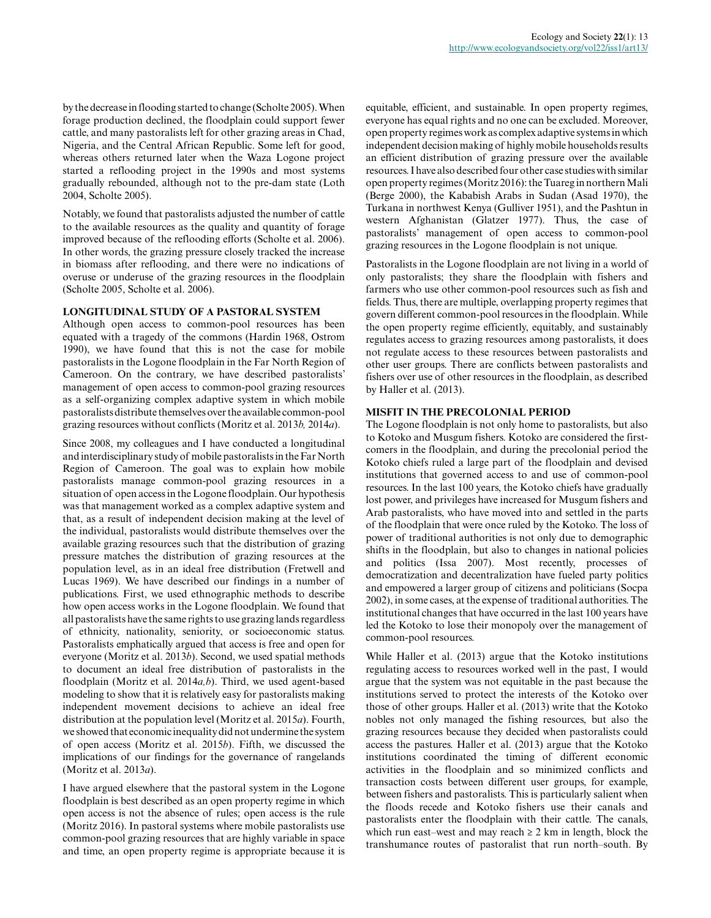by the decrease in flooding started to change (Scholte 2005). When forage production declined, the floodplain could support fewer cattle, and many pastoralists left for other grazing areas in Chad, Nigeria, and the Central African Republic. Some left for good, whereas others returned later when the Waza Logone project started a reflooding project in the 1990s and most systems gradually rebounded, although not to the pre-dam state (Loth 2004, Scholte 2005).

Notably, we found that pastoralists adjusted the number of cattle to the available resources as the quality and quantity of forage improved because of the reflooding efforts (Scholte et al. 2006). In other words, the grazing pressure closely tracked the increase in biomass after reflooding, and there were no indications of overuse or underuse of the grazing resources in the floodplain (Scholte 2005, Scholte et al. 2006).

## LONGITUDINAL STUDY OF A PASTORAL SYSTEM

Although open access to common-pool resources has been equated with a tragedy of the commons (Hardin 1968, Ostrom 1990), we have found that this is not the case for mobile pastoralists in the Logone floodplain in the Far North Region of Cameroon. On the contrary, we have described pastoralists' management of open access to common-pool grazing resources as a self-organizing complex adaptive system in which mobile pastoralists distribute themselves over the available common-pool grazing resources without conflicts (Moritz et al. 2013*b,* 2014*a*).

Since 2008, my colleagues and I have conducted a longitudinal and interdisciplinary study of mobile pastoralists in the Far North Region of Cameroon. The goal was to explain how mobile pastoralists manage common-pool grazing resources in a situation of open access in the Logone floodplain. Our hypothesis was that management worked as a complex adaptive system and that, as a result of independent decision making at the level of the individual, pastoralists would distribute themselves over the available grazing resources such that the distribution of grazing pressure matches the distribution of grazing resources at the population level, as in an ideal free distribution (Fretwell and Lucas 1969). We have described our findings in a number of publications. First, we used ethnographic methods to describe how open access works in the Logone floodplain. We found that all pastoralists have the same rights to use grazing lands regardless of ethnicity, nationality, seniority, or socioeconomic status. Pastoralists emphatically argued that access is free and open for everyone (Moritz et al. 2013*b*). Second, we used spatial methods to document an ideal free distribution of pastoralists in the floodplain (Moritz et al. 2014*a,b*). Third, we used agent-based modeling to show that it is relatively easy for pastoralists making independent movement decisions to achieve an ideal free distribution at the population level (Moritz et al. 2015*a*). Fourth, we showed that economic inequality did not undermine the system of open access (Moritz et al. 2015*b*). Fifth, we discussed the implications of our findings for the governance of rangelands (Moritz et al. 2013*a*).

I have argued elsewhere that the pastoral system in the Logone floodplain is best described as an open property regime in which open access is not the absence of rules; open access is the rule (Moritz 2016). In pastoral systems where mobile pastoralists use common-pool grazing resources that are highly variable in space and time, an open property regime is appropriate because it is equitable, efficient, and sustainable. In open property regimes, everyone has equal rights and no one can be excluded. Moreover, open property regimes work as complex adaptive systems in which independent decision making of highly mobile households results an efficient distribution of grazing pressure over the available resources. I have also described four other case studies with similar open property regimes (Moritz 2016): the Tuareg in northern Mali (Berge 2000), the Kababish Arabs in Sudan (Asad 1970), the Turkana in northwest Kenya (Gulliver 1951), and the Pashtun in western Afghanistan (Glatzer 1977). Thus, the case of pastoralists' management of open access to common-pool grazing resources in the Logone floodplain is not unique.

Pastoralists in the Logone floodplain are not living in a world of only pastoralists; they share the floodplain with fishers and farmers who use other common-pool resources such as fish and fields. Thus, there are multiple, overlapping property regimes that govern different common-pool resources in the floodplain. While the open property regime efficiently, equitably, and sustainably regulates access to grazing resources among pastoralists, it does not regulate access to these resources between pastoralists and other user groups. There are conflicts between pastoralists and fishers over use of other resources in the floodplain, as described by Haller et al. (2013).

## MISFIT IN THE PRECOLONIAL PERIOD

The Logone floodplain is not only home to pastoralists, but also to Kotoko and Musgum fishers. Kotoko are considered the first-comers in the floodplain, and during the precolonial period the Kotoko chiefs ruled a large part of the floodplain and devised institutions that governed access to and use of common-pool resources. In the last 100 years, the Kotoko chiefs have gradually lost power, and privileges have increased for Musgum fishers and Arab pastoralists, who have moved into and settled in the parts of the floodplain that were once ruled by the Kotoko. The loss of power of traditional authorities is not only due to demographic shifts in the floodplain, but also to changes in national policies and politics (Issa 2007). Most recently, processes of democratization and decentralization have fueled party politics and empowered a larger group of citizens and politicians (Socpa 2002), in some cases, at the expense of traditional authorities. The institutional changes that have occurred in the last 100 years have led the Kotoko to lose their monopoly over the management of common-pool resources.

While Haller et al. (2013) argue that the Kotoko institutions regulating access to resources worked well in the past, I would argue that the system was not equitable in the past because the institutions served to protect the interests of the Kotoko over those of other groups. Haller et al. (2013) write that the Kotoko nobles not only managed the fishing resources, but also the grazing resources because they decided when pastoralists could access the pastures. Haller et al. (2013) argue that the Kotoko institutions coordinated the timing of different economic activities in the floodplain and so minimized conflicts and transaction costs between different user groups, for example, between fishers and pastoralists. This is particularly salient when the floods recede and Kotoko fishers use their canals and pastoralists enter the floodplain with their cattle. The canals, which run east–west and may reach ≥ 2 km in length, block the transhumance routes of pastoralist that run north–south. By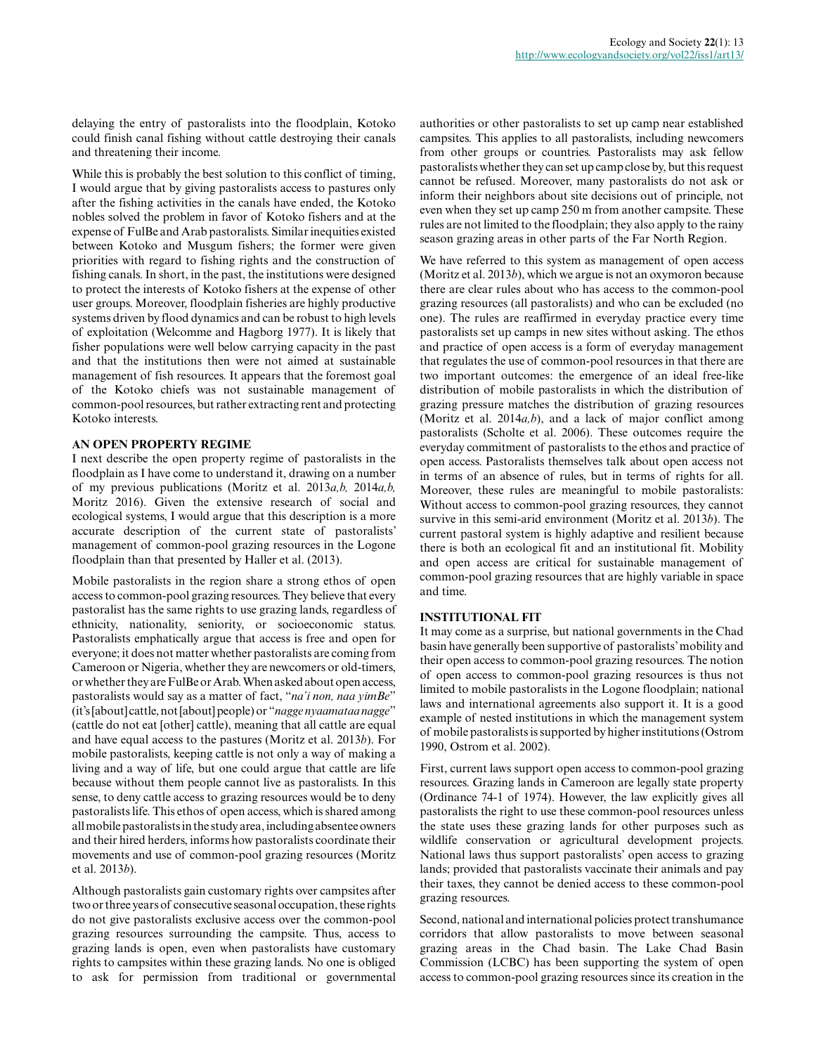delaying the entry of pastoralists into the floodplain, Kotoko could finish canal fishing without cattle destroying their canals and threatening their income.

While this is probably the best solution to this conflict of timing, I would argue that by giving pastoralists access to pastures only after the fishing activities in the canals have ended, the Kotoko nobles solved the problem in favor of Kotoko fishers and at the expense of FulBe and Arab pastoralists. Similar inequities existed between Kotoko and Musgum fishers; the former were given priorities with regard to fishing rights and the construction of fishing canals. In short, in the past, the institutions were designed to protect the interests of Kotoko fishers at the expense of other user groups. Moreover, floodplain fisheries are highly productive systems driven by flood dynamics and can be robust to high levels of exploitation (Welcomme and Hagborg 1977). It is likely that fisher populations were well below carrying capacity in the past and that the institutions then were not aimed at sustainable management of fish resources. It appears that the foremost goal of the Kotoko chiefs was not sustainable management of common-pool resources, but rather extracting rent and protecting Kotoko interests.

## AN OPEN PROPERTY REGIME

I next describe the open property regime of pastoralists in the floodplain as I have come to understand it, drawing on a number of my previous publications (Moritz et al. 2013*a,b,* 2014*a,b,* Moritz 2016). Given the extensive research of social and ecological systems, I would argue that this description is a more accurate description of the current state of pastoralists' management of common-pool grazing resources in the Logone floodplain than that presented by Haller et al. (2013).

Mobile pastoralists in the region share a strong ethos of open access to common-pool grazing resources. They believe that every pastoralist has the same rights to use grazing lands, regardless of ethnicity, nationality, seniority, or socioeconomic status. Pastoralists emphatically argue that access is free and open for everyone; it does not matter whether pastoralists are coming from Cameroon or Nigeria, whether they are newcomers or old-timers, or whether they are FulBe or Arab. When asked about open access, pastoralists would say as a matter of fact, "*na'i non, naa yimBe*" (it's [about] cattle, not [about] people) or "*nagge nyaamataa nagge*" (cattle do not eat [other] cattle), meaning that all cattle are equal and have equal access to the pastures (Moritz et al. 2013*b*). For mobile pastoralists, keeping cattle is not only a way of making a living and a way of life, but one could argue that cattle are life because without them people cannot live as pastoralists. In this sense, to deny cattle access to grazing resources would be to deny pastoralists life. This ethos of open access, which is shared among all mobile pastoralists in the study area, including absentee owners and their hired herders, informs how pastoralists coordinate their movements and use of common-pool grazing resources (Moritz et al. 2013*b*).

Although pastoralists gain customary rights over campsites after two or three years of consecutive seasonal occupation, these rights do not give pastoralists exclusive access over the common-pool grazing resources surrounding the campsite. Thus, access to grazing lands is open, even when pastoralists have customary rights to campsites within these grazing lands. No one is obliged to ask for permission from traditional or governmental authorities or other pastoralists to set up camp near established campsites. This applies to all pastoralists, including newcomers from other groups or countries. Pastoralists may ask fellow pastoralists whether they can set up camp close by, but this request cannot be refused. Moreover, many pastoralists do not ask or inform their neighbors about site decisions out of principle, not even when they set up camp 250 m from another campsite. These rules are not limited to the floodplain; they also apply to the rainy season grazing areas in other parts of the Far North Region.

We have referred to this system as management of open access (Moritz et al. 2013*b*), which we argue is not an oxymoron because there are clear rules about who has access to the common-pool grazing resources (all pastoralists) and who can be excluded (no one). The rules are reaffirmed in everyday practice every time pastoralists set up camps in new sites without asking. The ethos and practice of open access is a form of everyday management that regulates the use of common-pool resources in that there are two important outcomes: the emergence of an ideal free-like distribution of mobile pastoralists in which the distribution of grazing pressure matches the distribution of grazing resources (Moritz et al. 2014*a,b*), and a lack of major conflict among pastoralists (Scholte et al. 2006). These outcomes require the everyday commitment of pastoralists to the ethos and practice of open access. Pastoralists themselves talk about open access not in terms of an absence of rules, but in terms of rights for all. Moreover, these rules are meaningful to mobile pastoralists: Without access to common-pool grazing resources, they cannot survive in this semi-arid environment (Moritz et al. 2013*b*). The current pastoral system is highly adaptive and resilient because there is both an ecological fit and an institutional fit. Mobility and open access are critical for sustainable management of common-pool grazing resources that are highly variable in space and time.

## INSTITUTIONAL FIT

It may come as a surprise, but national governments in the Chad basin have generally been supportive of pastoralists' mobility and their open access to common-pool grazing resources. The notion of open access to common-pool grazing resources is thus not limited to mobile pastoralists in the Logone floodplain; national laws and international agreements also support it. It is a good example of nested institutions in which the management system of mobile pastoralists is supported by higher institutions (Ostrom 1990, Ostrom et al. 2002).

First, current laws support open access to common-pool grazing resources. Grazing lands in Cameroon are legally state property (Ordinance 74-1 of 1974). However, the law explicitly gives all pastoralists the right to use these common-pool resources unless the state uses these grazing lands for other purposes such as wildlife conservation or agricultural development projects. National laws thus support pastoralists' open access to grazing lands; provided that pastoralists vaccinate their animals and pay their taxes, they cannot be denied access to these common-pool grazing resources.

Second, national and international policies protect transhumance corridors that allow pastoralists to move between seasonal grazing areas in the Chad basin. The Lake Chad Basin Commission (LCBC) has been supporting the system of open access to common-pool grazing resources since its creation in the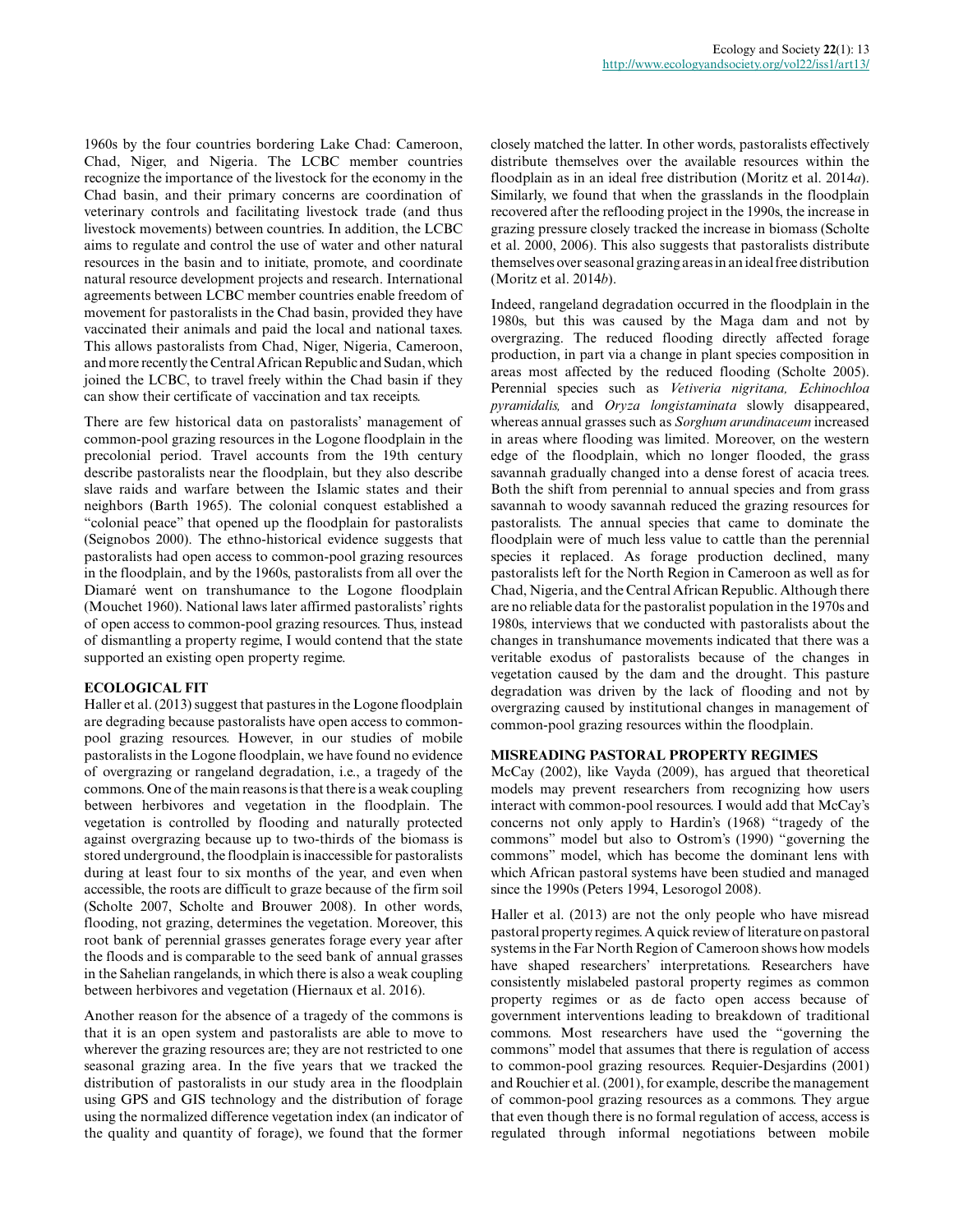1960s by the four countries bordering Lake Chad: Cameroon, Chad, Niger, and Nigeria. The LCBC member countries recognize the importance of the livestock for the economy in the Chad basin, and their primary concerns are coordination of veterinary controls and facilitating livestock trade (and thus livestock movements) between countries. In addition, the LCBC aims to regulate and control the use of water and other natural resources in the basin and to initiate, promote, and coordinate natural resource development projects and research. International agreements between LCBC member countries enable freedom of movement for pastoralists in the Chad basin, provided they have vaccinated their animals and paid the local and national taxes. This allows pastoralists from Chad, Niger, Nigeria, Cameroon, and more recently the Central African Republic and Sudan, which joined the LCBC, to travel freely within the Chad basin if they can show their certificate of vaccination and tax receipts.

There are few historical data on pastoralists' management of common-pool grazing resources in the Logone floodplain in the precolonial period. Travel accounts from the 19th century describe pastoralists near the floodplain, but they also describe slave raids and warfare between the Islamic states and their neighbors (Barth 1965). The colonial conquest established a "colonial peace" that opened up the floodplain for pastoralists (Seignobos 2000). The ethno-historical evidence suggests that pastoralists had open access to common-pool grazing resources in the floodplain, and by the 1960s, pastoralists from all over the Diamaré went on transhumance to the Logone floodplain (Mouchet 1960). National laws later affirmed pastoralists' rights of open access to common-pool grazing resources. Thus, instead of dismantling a property regime, I would contend that the state supported an existing open property regime.

## ECOLOGICAL FIT

Haller et al. (2013) suggest that pastures in the Logone floodplain are degrading because pastoralists have open access to common-pool grazing resources. However, in our studies of mobile pastoralists in the Logone floodplain, we have found no evidence of overgrazing or rangeland degradation, i.e., a tragedy of the commons. One of the main reasons is that there is a weak coupling between herbivores and vegetation in the floodplain. The vegetation is controlled by flooding and naturally protected against overgrazing because up to two-thirds of the biomass is stored underground, the floodplain is inaccessible for pastoralists during at least four to six months of the year, and even when accessible, the roots are difficult to graze because of the firm soil (Scholte 2007, Scholte and Brouwer 2008). In other words, flooding, not grazing, determines the vegetation. Moreover, this root bank of perennial grasses generates forage every year after the floods and is comparable to the seed bank of annual grasses in the Sahelian rangelands, in which there is also a weak coupling between herbivores and vegetation (Hiernaux et al. 2016).

Another reason for the absence of a tragedy of the commons is that it is an open system and pastoralists are able to move to wherever the grazing resources are; they are not restricted to one seasonal grazing area. In the five years that we tracked the distribution of pastoralists in our study area in the floodplain using GPS and GIS technology and the distribution of forage using the normalized difference vegetation index (an indicator of the quality and quantity of forage), we found that the former closely matched the latter. In other words, pastoralists effectively distribute themselves over the available resources within the floodplain as in an ideal free distribution (Moritz et al. 2014*a*). Similarly, we found that when the grasslands in the floodplain recovered after the reflooding project in the 1990s, the increase in grazing pressure closely tracked the increase in biomass (Scholte et al. 2000, 2006). This also suggests that pastoralists distribute themselves over seasonal grazing areas in an ideal free distribution (Moritz et al. 2014*b*).

Indeed, rangeland degradation occurred in the floodplain in the 1980s, but this was caused by the Maga dam and not by overgrazing. The reduced flooding directly affected forage production, in part via a change in plant species composition in areas most affected by the reduced flooding (Scholte 2005). Perennial species such as *Vetiveria nigritana, Echinochloa pyramidalis,* and *Oryza longistaminata* slowly disappeared, whereas annual grasses such as *Sorghum arundinaceum* increased in areas where flooding was limited. Moreover, on the western edge of the floodplain, which no longer flooded, the grass savannah gradually changed into a dense forest of acacia trees. Both the shift from perennial to annual species and from grass savannah to woody savannah reduced the grazing resources for pastoralists. The annual species that came to dominate the floodplain were of much less value to cattle than the perennial species it replaced. As forage production declined, many pastoralists left for the North Region in Cameroon as well as for Chad, Nigeria, and the Central African Republic. Although there are no reliable data for the pastoralist population in the 1970s and 1980s, interviews that we conducted with pastoralists about the changes in transhumance movements indicated that there was a veritable exodus of pastoralists because of the changes in vegetation caused by the dam and the drought. This pasture degradation was driven by the lack of flooding and not by overgrazing caused by institutional changes in management of common-pool grazing resources within the floodplain.

## MISREADING PASTORAL PROPERTY REGIMES

McCay (2002), like Vayda (2009), has argued that theoretical models may prevent researchers from recognizing how users interact with common-pool resources. I would add that McCay's concerns not only apply to Hardin's (1968) "tragedy of the commons" model but also to Ostrom's (1990) "governing the commons" model, which has become the dominant lens with which African pastoral systems have been studied and managed since the 1990s (Peters 1994, Lesorogol 2008).

Haller et al. (2013) are not the only people who have misread pastoral property regimes. A quick review of literature on pastoral systems in the Far North Region of Cameroon shows how models have shaped researchers' interpretations. Researchers have consistently mislabeled pastoral property regimes as common property regimes or as de facto open access because of government interventions leading to breakdown of traditional commons. Most researchers have used the "governing the commons" model that assumes that there is regulation of access to common-pool grazing resources. Requier-Desjardins (2001) and Rouchier et al. (2001), for example, describe the management of common-pool grazing resources as a commons. They argue that even though there is no formal regulation of access, access is regulated through informal negotiations between mobile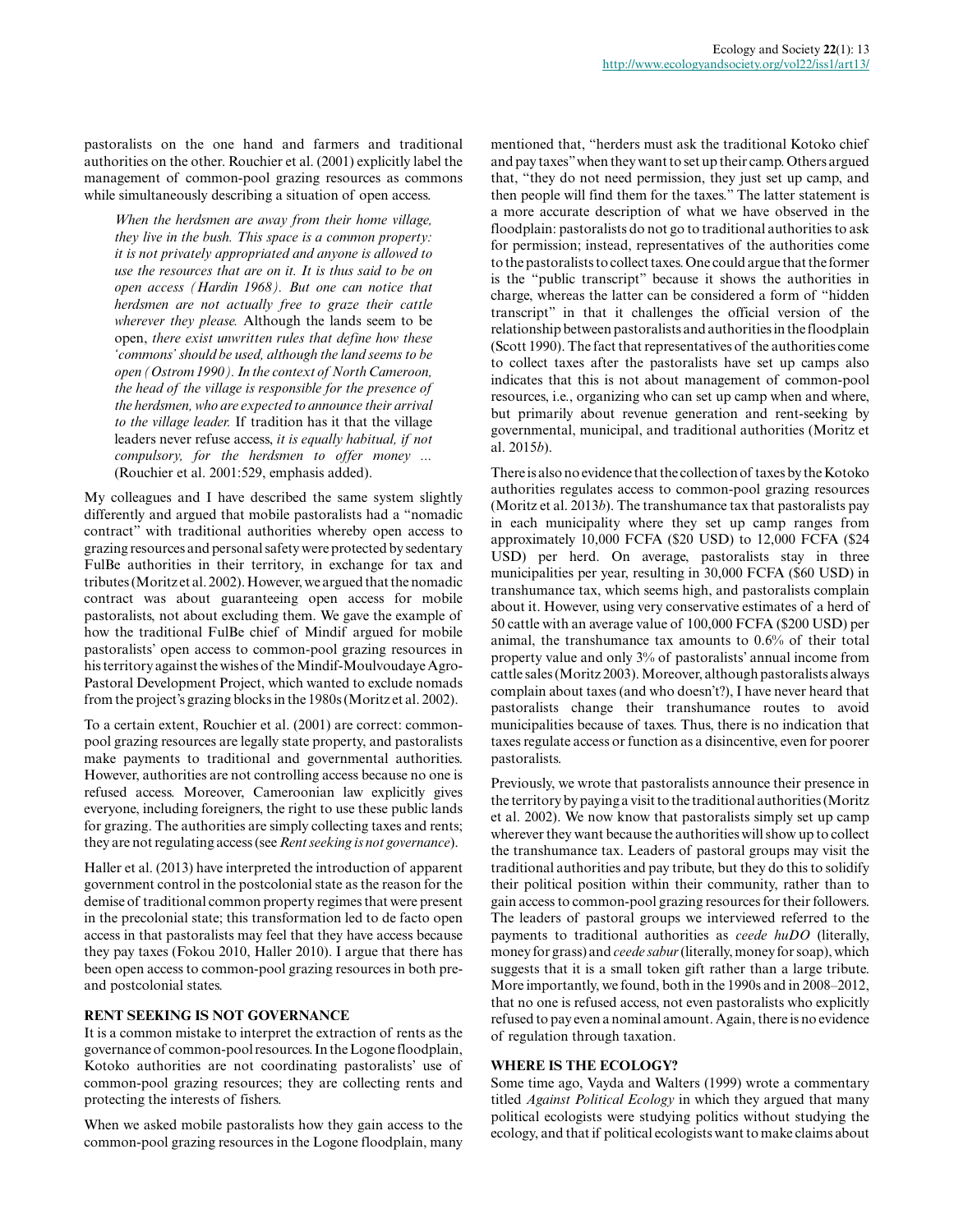pastoralists on the one hand and farmers and traditional authorities on the other. Rouchier et al. (2001) explicitly label the management of common-pool grazing resources as commons while simultaneously describing a situation of open access.

> *When the herdsmen are away from their home village, they live in the bush. This space is a common property: it is not privately appropriated and anyone is allowed to use the resources that are on it. It is thus said to be on open access (Hardin 1968). But one can notice that herdsmen are not actually free to graze their cattle wherever they please.* Although the lands seem to be open, *there exist unwritten rules that define how these 'commons' should be used, although the land seems to be open (Ostrom 1990). In the context of North Cameroon, the head of the village is responsible for the presence of the herdsmen, who are expected to announce their arrival to the village leader.* If tradition has it that the village leaders never refuse access, *it is equally habitual, if not compulsory, for the herdsmen to offer money ...* (Rouchier et al. 2001:529, emphasis added).

My colleagues and I have described the same system slightly differently and argued that mobile pastoralists had a "nomadic contract" with traditional authorities whereby open access to grazing resources and personal safety were protected by sedentary FulBe authorities in their territory, in exchange for tax and tributes (Moritz et al. 2002). However, we argued that the nomadic contract was about guaranteeing open access for mobile pastoralists, not about excluding them. We gave the example of how the traditional FulBe chief of Mindif argued for mobile pastoralists' open access to common-pool grazing resources in his territory against the wishes of the Mindif-Moulvoudaye Agro-Pastoral Development Project, which wanted to exclude nomads from the project's grazing blocks in the 1980s (Moritz et al. 2002).

To a certain extent, Rouchier et al. (2001) are correct: common-pool grazing resources are legally state property, and pastoralists make payments to traditional and governmental authorities. However, authorities are not controlling access because no one is refused access. Moreover, Cameroonian law explicitly gives everyone, including foreigners, the right to use these public lands for grazing. The authorities are simply collecting taxes and rents; they are not regulating access (see *Rent seeking is not governance*).

Haller et al. (2013) have interpreted the introduction of apparent government control in the postcolonial state as the reason for the demise of traditional common property regimes that were present in the precolonial state; this transformation led to de facto open access in that pastoralists may feel that they have access because they pay taxes (Fokou 2010, Haller 2010). I argue that there has been open access to common-pool grazing resources in both pre- and postcolonial states.

## RENT SEEKING IS NOT GOVERNANCE

It is a common mistake to interpret the extraction of rents as the governance of common-pool resources. In the Logone floodplain, Kotoko authorities are not coordinating pastoralists' use of common-pool grazing resources; they are collecting rents and protecting the interests of fishers.

When we asked mobile pastoralists how they gain access to the common-pool grazing resources in the Logone floodplain, many mentioned that, "herders must ask the traditional Kotoko chief and pay taxes" when they want to set up their camp. Others argued that, "they do not need permission, they just set up camp, and then people will find them for the taxes." The latter statement is a more accurate description of what we have observed in the floodplain: pastoralists do not go to traditional authorities to ask for permission; instead, representatives of the authorities come to the pastoralists to collect taxes. One could argue that the former is the "public transcript" because it shows the authorities in charge, whereas the latter can be considered a form of "hidden transcript" in that it challenges the official version of the relationship between pastoralists and authorities in the floodplain (Scott 1990). The fact that representatives of the authorities come to collect taxes after the pastoralists have set up camps also indicates that this is not about management of common-pool resources, i.e., organizing who can set up camp when and where, but primarily about revenue generation and rent-seeking by governmental, municipal, and traditional authorities (Moritz et al. 2015*b*).

There is also no evidence that the collection of taxes by the Kotoko authorities regulates access to common-pool grazing resources (Moritz et al. 2013*b*). The transhumance tax that pastoralists pay in each municipality where they set up camp ranges from approximately 10,000 FCFA ($20 USD) to 12,000 FCFA ($24 USD) per herd. On average, pastoralists stay in three municipalities per year, resulting in 30,000 FCFA ($60 USD) in transhumance tax, which seems high, and pastoralists complain about it. However, using very conservative estimates of a herd of 50 cattle with an average value of 100,000 FCFA ($200 USD) per animal, the transhumance tax amounts to 0.6% of their total property value and only 3% of pastoralists' annual income from cattle sales (Moritz 2003). Moreover, although pastoralists always complain about taxes (and who doesn't?), I have never heard that pastoralists change their transhumance routes to avoid municipalities because of taxes. Thus, there is no indication that taxes regulate access or function as a disincentive, even for poorer pastoralists.

Previously, we wrote that pastoralists announce their presence in the territory by paying a visit to the traditional authorities (Moritz et al. 2002). We now know that pastoralists simply set up camp wherever they want because the authorities will show up to collect the transhumance tax. Leaders of pastoral groups may visit the traditional authorities and pay tribute, but they do this to solidify their political position within their community, rather than to gain access to common-pool grazing resources for their followers. The leaders of pastoral groups we interviewed referred to the payments to traditional authorities as *ceede huDO* (literally, money for grass) and *ceede sabur* (literally, money for soap), which suggests that it is a small token gift rather than a large tribute. More importantly, we found, both in the 1990s and in 2008–2012, that no one is refused access, not even pastoralists who explicitly refused to pay even a nominal amount. Again, there is no evidence of regulation through taxation.

## WHERE IS THE ECOLOGY?

Some time ago, Vayda and Walters (1999) wrote a commentary titled *Against Political Ecology* in which they argued that many political ecologists were studying politics without studying the ecology, and that if political ecologists want to make claims about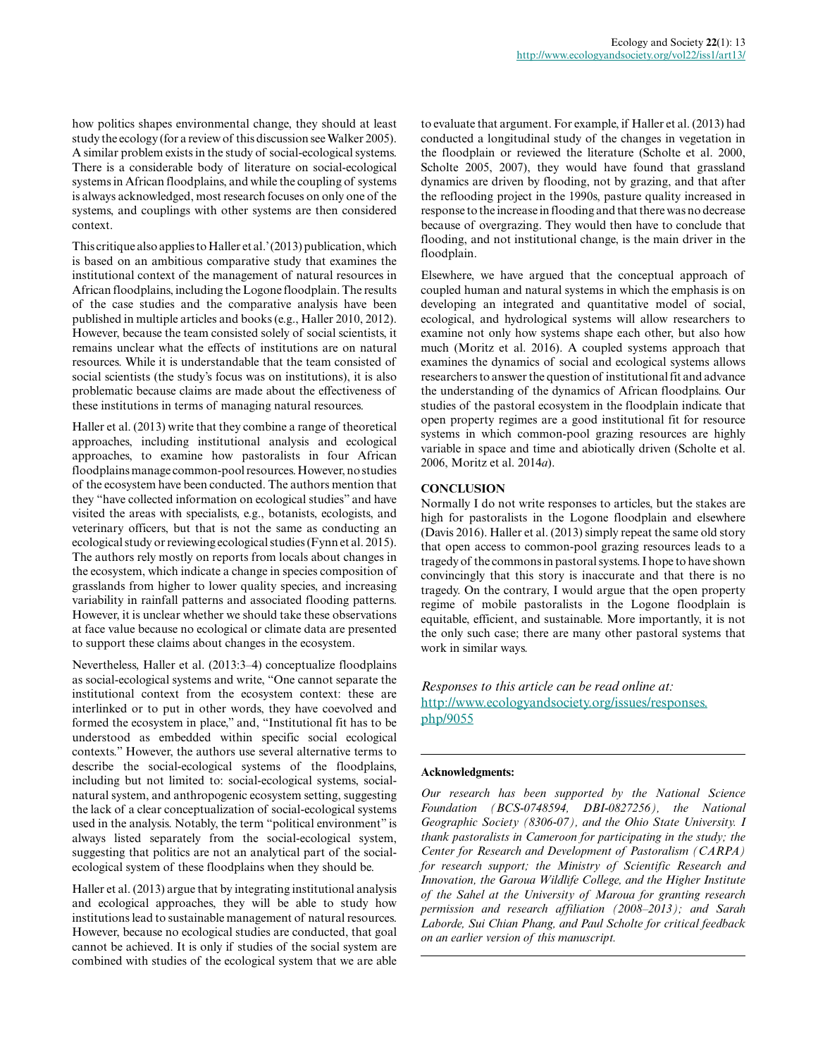how politics shapes environmental change, they should at least study the ecology (for a review of this discussion see Walker 2005). A similar problem exists in the study of social-ecological systems. There is a considerable body of literature on social-ecological systems in African floodplains, and while the coupling of systems is always acknowledged, most research focuses on only one of the systems, and couplings with other systems are then considered context.

This critique also applies to Haller et al.' (2013) publication, which is based on an ambitious comparative study that examines the institutional context of the management of natural resources in African floodplains, including the Logone floodplain. The results of the case studies and the comparative analysis have been published in multiple articles and books (e.g., Haller 2010, 2012). However, because the team consisted solely of social scientists, it remains unclear what the effects of institutions are on natural resources. While it is understandable that the team consisted of social scientists (the study's focus was on institutions), it is also problematic because claims are made about the effectiveness of these institutions in terms of managing natural resources.

Haller et al. (2013) write that they combine a range of theoretical approaches, including institutional analysis and ecological approaches, to examine how pastoralists in four African floodplains manage common-pool resources. However, no studies of the ecosystem have been conducted. The authors mention that they "have collected information on ecological studies" and have visited the areas with specialists, e.g., botanists, ecologists, and veterinary officers, but that is not the same as conducting an ecological study or reviewing ecological studies (Fynn et al. 2015). The authors rely mostly on reports from locals about changes in the ecosystem, which indicate a change in species composition of grasslands from higher to lower quality species, and increasing variability in rainfall patterns and associated flooding patterns. However, it is unclear whether we should take these observations at face value because no ecological or climate data are presented to support these claims about changes in the ecosystem.

Nevertheless, Haller et al. (2013:3–4) conceptualize floodplains as social-ecological systems and write, "One cannot separate the institutional context from the ecosystem context: these are interlinked or to put in other words, they have coevolved and formed the ecosystem in place," and, "Institutional fit has to be understood as embedded within specific social ecological contexts." However, the authors use several alternative terms to describe the social-ecological systems of the floodplains, including but not limited to: social-ecological systems, social-natural system, and anthropogenic ecosystem setting, suggesting the lack of a clear conceptualization of social-ecological systems used in the analysis. Notably, the term "political environment" is always listed separately from the social-ecological system, suggesting that politics are not an analytical part of the social-ecological system of these floodplains when they should be.

Haller et al. (2013) argue that by integrating institutional analysis and ecological approaches, they will be able to study how institutions lead to sustainable management of natural resources. However, because no ecological studies are conducted, that goal cannot be achieved. It is only if studies of the social system are combined with studies of the ecological system that we are able to evaluate that argument. For example, if Haller et al. (2013) had conducted a longitudinal study of the changes in vegetation in the floodplain or reviewed the literature (Scholte et al. 2000, Scholte 2005, 2007), they would have found that grassland dynamics are driven by flooding, not by grazing, and that after the reflooding project in the 1990s, pasture quality increased in response to the increase in flooding and that there was no decrease because of overgrazing. They would then have to conclude that flooding, and not institutional change, is the main driver in the floodplain.

Elsewhere, we have argued that the conceptual approach of coupled human and natural systems in which the emphasis is on developing an integrated and quantitative model of social, ecological, and hydrological systems will allow researchers to examine not only how systems shape each other, but also how much (Moritz et al. 2016). A coupled systems approach that examines the dynamics of social and ecological systems allows researchers to answer the question of institutional fit and advance the understanding of the dynamics of African floodplains. Our studies of the pastoral ecosystem in the floodplain indicate that open property regimes are a good institutional fit for resource systems in which common-pool grazing resources are highly variable in space and time and abiotically driven (Scholte et al. 2006, Moritz et al. 2014*a*).

## CONCLUSION

Normally I do not write responses to articles, but the stakes are high for pastoralists in the Logone floodplain and elsewhere (Davis 2016). Haller et al. (2013) simply repeat the same old story that open access to common-pool grazing resources leads to a tragedy of the commons in pastoral systems. I hope to have shown convincingly that this story is inaccurate and that there is no tragedy. On the contrary, I would argue that the open property regime of mobile pastoralists in the Logone floodplain is equitable, efficient, and sustainable. More importantly, it is not the only such case; there are many other pastoral systems that work in similar ways.

*Responses to this article can be read online at:* http://www.ecologyandsociety.org/issues/responses.php/9055

**Acknowledgments:**

*Our research has been supported by the National Science Foundation (BCS-0748594, DBI-0827256), the National Geographic Society (8306-07), and the Ohio State University. I thank pastoralists in Cameroon for participating in the study; the Center for Research and Development of Pastoralism (CARPA) for research support; the Ministry of Scientific Research and Innovation, the Garoua Wildlife College, and the Higher Institute of the Sahel at the University of Maroua for granting research permission and research affiliation (2008–2013); and Sarah Laborde, Sui Chian Phang, and Paul Scholte for critical feedback on an earlier version of this manuscript.*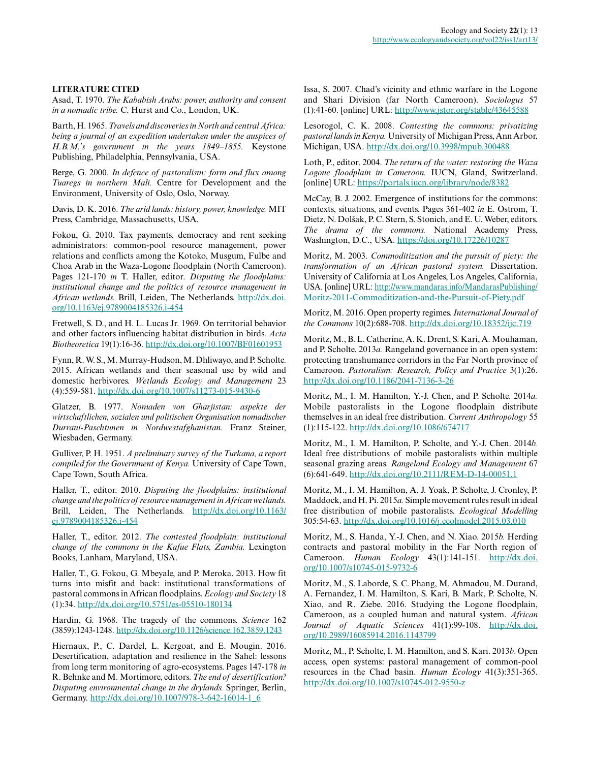## LITERATURE CITED

Asad, T. 1970. *The Kababish Arabs: power, authority and consent in a nomadic tribe.* C. Hurst and Co., London, UK.

Barth, H. 1965. *Travels and discoveries in North and central Africa: being a journal of an expedition undertaken under the auspices of H.B.M.'s government in the years 1849–1855.* Keystone Publishing, Philadelphia, Pennsylvania, USA.

Berge, G. 2000. *In defence of pastoralism: form and flux among Tuaregs in northern Mali.* Centre for Development and the Environment, University of Oslo, Oslo, Norway.

Davis, D. K. 2016. *The arid lands: history, power, knowledge.* MIT Press, Cambridge, Massachusetts, USA.

Fokou, G. 2010. Tax payments, democracy and rent seeking administrators: common-pool resource management, power relations and conflicts among the Kotoko, Musgum, Fulbe and Choa Arab in the Waza-Logone floodplain (North Cameroon). Pages 121-170 *in* T. Haller, editor. *Disputing the floodplains: institutional change and the politics of resource management in African wetlands.* Brill, Leiden, The Netherlands. http://dx.doi.org/10.1163/ej.9789004185326.i-454

Fretwell, S. D., and H. L. Lucas Jr. 1969. On territorial behavior and other factors influencing habitat distribution in birds. *Acta Biotheoretica* 19(1):16-36. http://dx.doi.org/10.1007/BF01601953

Fynn, R. W. S., M. Murray-Hudson, M. Dhliwayo, and P. Scholte. 2015. African wetlands and their seasonal use by wild and domestic herbivores. *Wetlands Ecology and Management* 23 (4):559-581. http://dx.doi.org/10.1007/s11273-015-9430-6

Glatzer, B. 1977. *Nomaden von Gharjistan: aspekte der wirtschaftlichen, sozialen und politischen Organisation nomadischer Durrani-Paschtunen in Nordwestafghanistan.* Franz Steiner, Wiesbaden, Germany.

Gulliver, P. H. 1951. *A preliminary survey of the Turkana, a report compiled for the Government of Kenya.* University of Cape Town, Cape Town, South Africa.

Haller, T., editor. 2010. *Disputing the floodplains: institutional change and the politics of resource management in African wetlands.* Brill, Leiden, The Netherlands. http://dx.doi.org/10.1163/ej.9789004185326.i-454

Haller, T., editor. 2012. *The contested floodplain: institutional change of the commons in the Kafue Flats, Zambia.* Lexington Books, Lanham, Maryland, USA.

Haller, T., G. Fokou, G. Mbeyale, and P. Meroka. 2013. How fit turns into misfit and back: institutional transformations of pastoral commons in African floodplains. *Ecology and Society* 18 (1):34. http://dx.doi.org/10.5751/es-05510-180134

Hardin, G. 1968. The tragedy of the commons. *Science* 162 (3859):1243-1248. http://dx.doi.org/10.1126/science.162.3859.1243

Hiernaux, P., C. Dardel, L. Kergoat, and E. Mougin. 2016. Desertification, adaptation and resilience in the Sahel: lessons from long term monitoring of agro-ecosystems. Pages 147-178 *in* R. Behnke and M. Mortimore, editors. *The end of desertification? Disputing environmental change in the drylands.* Springer, Berlin, Germany. http://dx.doi.org/10.1007/978-3-642-16014-1_6

Issa, S. 2007. Chad's vicinity and ethnic warfare in the Logone and Shari Division (far North Cameroon). *Sociologus* 57 (1):41-60. [online] URL: http://www.jstor.org/stable/43645588

Lesorogol, C. K. 2008. *Contesting the commons: privatizing pastoral lands in Kenya.* University of Michigan Press, Ann Arbor, Michigan, USA. http://dx.doi.org/10.3998/mpub.300488

Loth, P., editor. 2004. *The return of the water: restoring the Waza Logone floodplain in Cameroon.* IUCN, Gland, Switzerland. [online] URL: https://portals.iucn.org/library/node/8382

McCay, B. J. 2002. Emergence of institutions for the commons: contexts, situations, and events. Pages 361-402 *in* E. Ostrom, T. Dietz, N. Dolšak, P. C. Stern, S. Stonich, and E. U. Weber, editors. *The drama of the commons.* National Academy Press, Washington, D.C., USA. https://doi.org/10.17226/10287

Moritz, M. 2003. *Commoditization and the pursuit of piety: the transformation of an African pastoral system.* Dissertation. University of California at Los Angeles, Los Angeles, California, USA. [online] URL: http://www.mandaras.info/MandarasPublishing/Moritz-2011-Commoditization-and-the-Pursuit-of-Piety.pdf

Moritz, M. 2016. Open property regimes. *International Journal of the Commons* 10(2):688-708. http://dx.doi.org/10.18352/ijc.719

Moritz, M., B. L. Catherine, A. K. Drent, S. Kari, A. Mouhaman, and P. Scholte. 2013*a.* Rangeland governance in an open system: protecting transhumance corridors in the Far North province of Cameroon. *Pastoralism: Research, Policy and Practice* 3(1):26. http://dx.doi.org/10.1186/2041-7136-3-26

Moritz, M., I. M. Hamilton, Y.-J. Chen, and P. Scholte. 2014*a.* Mobile pastoralists in the Logone floodplain distribute themselves in an ideal free distribution. *Current Anthropology* 55 (1):115-122. http://dx.doi.org/10.1086/674717

Moritz, M., I. M. Hamilton, P. Scholte, and Y.-J. Chen. 2014*b.* Ideal free distributions of mobile pastoralists within multiple seasonal grazing areas. *Rangeland Ecology and Management* 67 (6):641-649. http://dx.doi.org/10.2111/REM-D-14-00051.1

Moritz, M., I. M. Hamilton, A. J. Yoak, P. Scholte, J. Cronley, P. Maddock, and H. Pi. 2015*a.* Simple movement rules result in ideal free distribution of mobile pastoralists. *Ecological Modelling* 305:54-63. http://dx.doi.org/10.1016/j.ecolmodel.2015.03.010

Moritz, M., S. Handa, Y.-J. Chen, and N. Xiao. 2015*b.* Herding contracts and pastoral mobility in the Far North region of Cameroon. *Human Ecology* 43(1):141-151. http://dx.doi.org/10.1007/s10745-015-9732-6

Moritz, M., S. Laborde, S. C. Phang, M. Ahmadou, M. Durand, A. Fernandez, I. M. Hamilton, S. Kari, B. Mark, P. Scholte, N. Xiao, and R. Ziebe. 2016. Studying the Logone floodplain, Cameroon, as a coupled human and natural system. *African Journal of Aquatic Sciences* 41(1):99-108. http://dx.doi.org/10.2989/16085914.2016.1143799

Moritz, M., P. Scholte, I. M. Hamilton, and S. Kari. 2013*b.* Open access, open systems: pastoral management of common-pool resources in the Chad basin. *Human Ecology* 41(3):351-365. http://dx.doi.org/10.1007/s10745-012-9550-z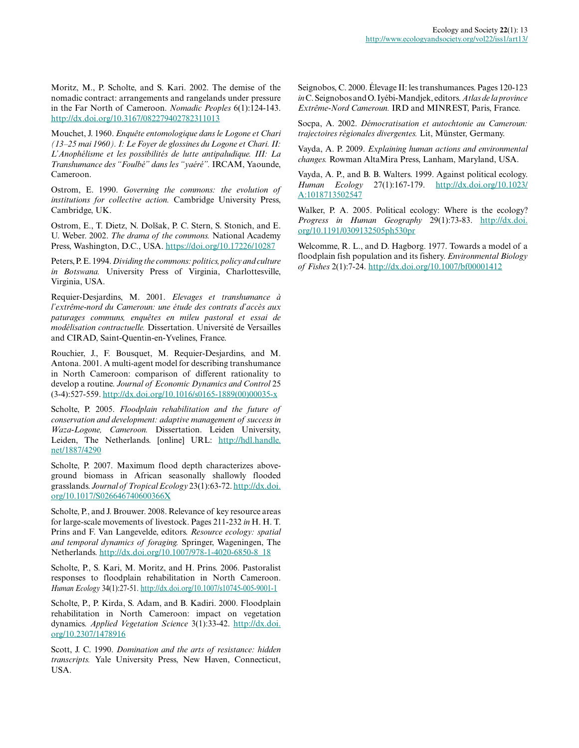Moritz, M., P. Scholte, and S. Kari. 2002. The demise of the nomadic contract: arrangements and rangelands under pressure in the Far North of Cameroon. *Nomadic Peoples* 6(1):124-143. http://dx.doi.org/10.3167/082279402782311013

Mouchet, J. 1960. *Enquête entomologique dans le Logone et Chari (13–25 mai 1960). I: Le Foyer de glossines du Logone et Chari. II: L'Anophélisme et les possibilités de lutte antipaludique. III: La Transhumance des "Foulbé" dans les "yaéré".* IRCAM, Yaounde, Cameroon.

Ostrom, E. 1990. *Governing the commons: the evolution of institutions for collective action.* Cambridge University Press, Cambridge, UK.

Ostrom, E., T. Dietz, N. Dolšak, P. C. Stern, S. Stonich, and E. U. Weber. 2002. *The drama of the commons.* National Academy Press, Washington, D.C., USA. https://doi.org/10.17226/10287

Peters, P. E. 1994. *Dividing the commons: politics, policy and culture in Botswana.* University Press of Virginia, Charlottesville, Virginia, USA.

Requier-Desjardins, M. 2001. *Elevages et transhumance à l'extrême-nord du Cameroun: une étude des contrats d'accès aux paturages communs, enquêtes en mileu pastoral et essai de modélisation contractuelle.* Dissertation. Université de Versailles and CIRAD, Saint-Quentin-en-Yvelines, France.

Rouchier, J., F. Bousquet, M. Requier-Desjardins, and M. Antona. 2001. A multi-agent model for describing transhumance in North Cameroon: comparison of different rationality to develop a routine. *Journal of Economic Dynamics and Control* 25 (3-4):527-559. http://dx.doi.org/10.1016/s0165-1889(00)00035-x

Scholte, P. 2005. *Floodplain rehabilitation and the future of conservation and development: adaptive management of success in Waza-Logone, Cameroon.* Dissertation. Leiden University, Leiden, The Netherlands. [online] URL: http://hdl.handle.net/1887/4290

Scholte, P. 2007. Maximum flood depth characterizes above-ground biomass in African seasonally shallowly flooded grasslands. *Journal of Tropical Ecology* 23(1):63-72. http://dx.doi.org/10.1017/S026646740600366X

Scholte, P., and J. Brouwer. 2008. Relevance of key resource areas for large-scale movements of livestock. Pages 211-232 *in* H. H. T. Prins and F. Van Langevelde, editors. *Resource ecology: spatial and temporal dynamics of foraging.* Springer, Wageningen, The Netherlands. http://dx.doi.org/10.1007/978-1-4020-6850-8_18

Scholte, P., S. Kari, M. Moritz, and H. Prins. 2006. Pastoralist responses to floodplain rehabilitation in North Cameroon. *Human Ecology* 34(1):27-51. http://dx.doi.org/10.1007/s10745-005-9001-1

Scholte, P., P. Kirda, S. Adam, and B. Kadiri. 2000. Floodplain rehabilitation in North Cameroon: impact on vegetation dynamics. *Applied Vegetation Science* 3(1):33-42. http://dx.doi.org/10.2307/1478916

Scott, J. C. 1990. *Domination and the arts of resistance: hidden transcripts.* Yale University Press, New Haven, Connecticut, USA.

Seignobos, C. 2000. Élevage II: les transhumances. Pages 120-123 *in* C. Seignobos and O. Iyébi-Mandjek, editors. *Atlas de la province Extrême-Nord Cameroun.* IRD and MINREST, Paris, France.

Socpa, A. 2002. *Démocratisation et autochtonie au Cameroun: trajectoires régionales divergentes.* Lit, Münster, Germany.

Vayda, A. P. 2009. *Explaining human actions and environmental changes.* Rowman AltaMira Press, Lanham, Maryland, USA.

Vayda, A. P., and B. B. Walters. 1999. Against political ecology. *Human Ecology* 27(1):167-179. http://dx.doi.org/10.1023/A:1018713502547

Walker, P. A. 2005. Political ecology: Where is the ecology? *Progress in Human Geography* 29(1):73-83. http://dx.doi.org/10.1191/0309132505ph530pr

Welcomme, R. L., and D. Hagborg. 1977. Towards a model of a floodplain fish population and its fishery. *Environmental Biology of Fishes* 2(1):7-24. http://dx.doi.org/10.1007/bf00001412